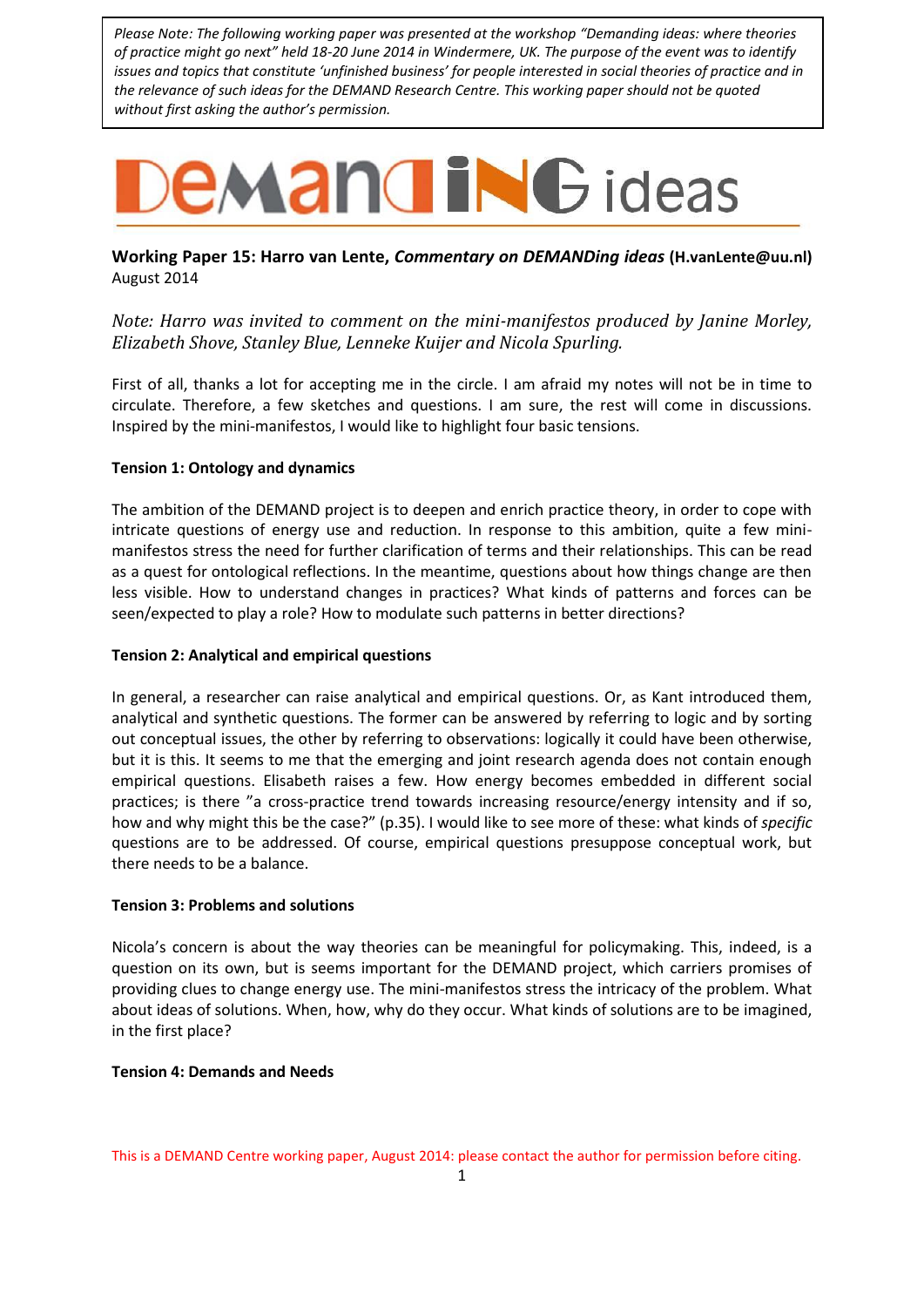*Please Note: The following working paper was presented at the workshop "Demanding ideas: where theories of practice might go next" held 18-20 June 2014 in Windermere, UK. The purpose of the event was to identify issues and topics that constitute 'unfinished business' for people interested in social theories of practice and in the relevance of such ideas for the DEMAND Research Centre. This working paper should not be quoted without first asking the author's permission.*

# DEMANDING ideas

**Working Paper 15: Harro van Lente, *Commentary on DEMANDing ideas* (H.vanLente@uu.nl)**
August 2014

*Note: Harro was invited to comment on the mini-manifestos produced by Janine Morley, Elizabeth Shove, Stanley Blue, Lenneke Kuijer and Nicola Spurling.*

First of all, thanks a lot for accepting me in the circle. I am afraid my notes will not be in time to circulate. Therefore, a few sketches and questions. I am sure, the rest will come in discussions. Inspired by the mini-manifestos, I would like to highlight four basic tensions.

**Tension 1: Ontology and dynamics**

The ambition of the DEMAND project is to deepen and enrich practice theory, in order to cope with intricate questions of energy use and reduction. In response to this ambition, quite a few mini-manifestos stress the need for further clarification of terms and their relationships. This can be read as a quest for ontological reflections. In the meantime, questions about how things change are then less visible. How to understand changes in practices? What kinds of patterns and forces can be seen/expected to play a role? How to modulate such patterns in better directions?

**Tension 2: Analytical and empirical questions**

In general, a researcher can raise analytical and empirical questions. Or, as Kant introduced them, analytical and synthetic questions. The former can be answered by referring to logic and by sorting out conceptual issues, the other by referring to observations: logically it could have been otherwise, but it is this. It seems to me that the emerging and joint research agenda does not contain enough empirical questions. Elisabeth raises a few. How energy becomes embedded in different social practices; is there "a cross-practice trend towards increasing resource/energy intensity and if so, how and why might this be the case?" (p.35). I would like to see more of these: what kinds of *specific* questions are to be addressed. Of course, empirical questions presuppose conceptual work, but there needs to be a balance.

**Tension 3: Problems and solutions**

Nicola's concern is about the way theories can be meaningful for policymaking. This, indeed, is a question on its own, but is seems important for the DEMAND project, which carriers promises of providing clues to change energy use. The mini-manifestos stress the intricacy of the problem. What about ideas of solutions. When, how, why do they occur. What kinds of solutions are to be imagined, in the first place?

**Tension 4: Demands and Needs**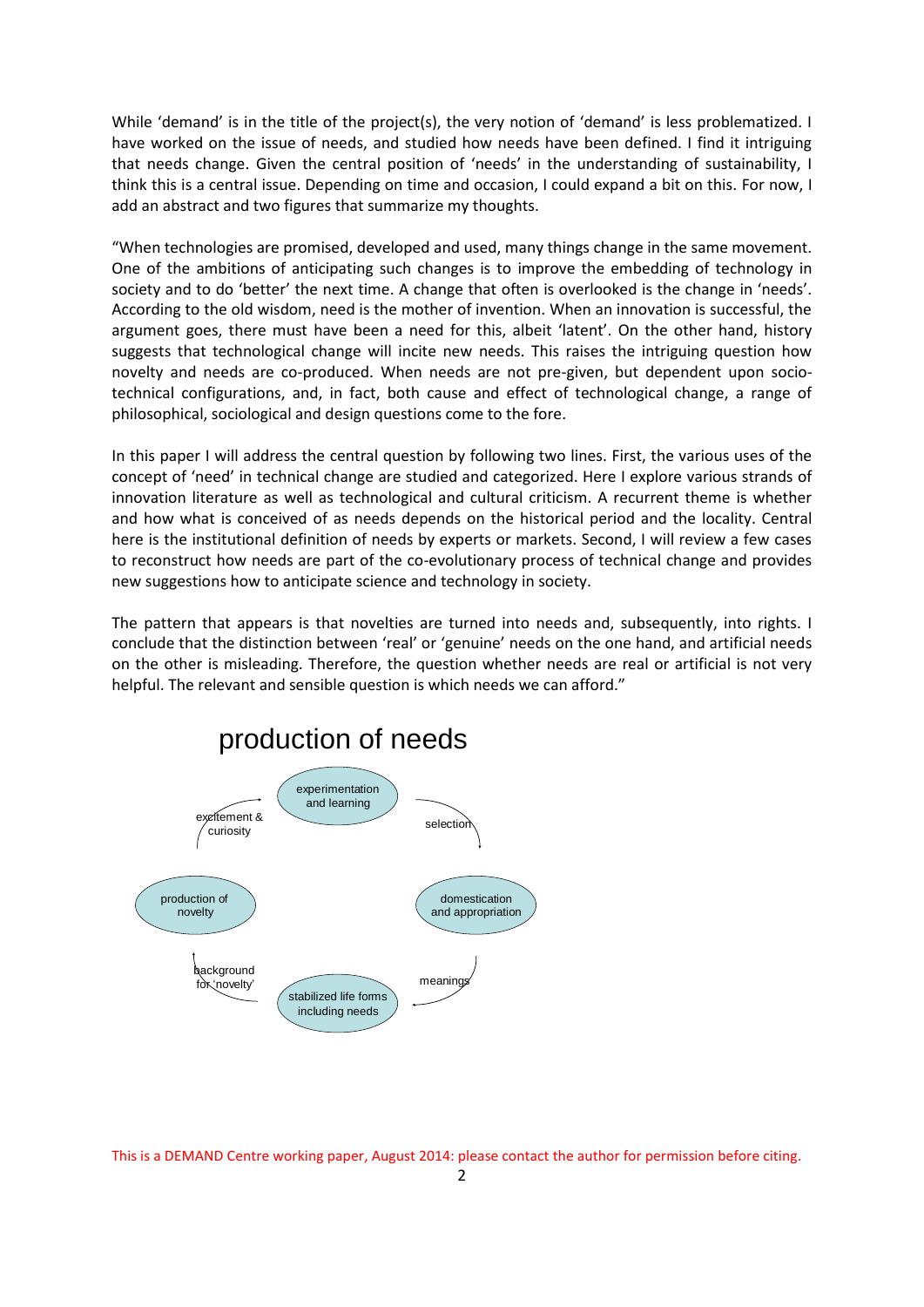While 'demand' is in the title of the project(s), the very notion of 'demand' is less problematized. I have worked on the issue of needs, and studied how needs have been defined. I find it intriguing that needs change. Given the central position of 'needs' in the understanding of sustainability, I think this is a central issue. Depending on time and occasion, I could expand a bit on this. For now, I add an abstract and two figures that summarize my thoughts.

"When technologies are promised, developed and used, many things change in the same movement. One of the ambitions of anticipating such changes is to improve the embedding of technology in society and to do 'better' the next time. A change that often is overlooked is the change in 'needs'. According to the old wisdom, need is the mother of invention. When an innovation is successful, the argument goes, there must have been a need for this, albeit 'latent'. On the other hand, history suggests that technological change will incite new needs. This raises the intriguing question how novelty and needs are co-produced. When needs are not pre-given, but dependent upon socio-technical configurations, and, in fact, both cause and effect of technological change, a range of philosophical, sociological and design questions come to the fore.

In this paper I will address the central question by following two lines. First, the various uses of the concept of 'need' in technical change are studied and categorized. Here I explore various strands of innovation literature as well as technological and cultural criticism. A recurrent theme is whether and how what is conceived of as needs depends on the historical period and the locality. Central here is the institutional definition of needs by experts or markets. Second, I will review a few cases to reconstruct how needs are part of the co-evolutionary process of technical change and provides new suggestions how to anticipate science and technology in society.

The pattern that appears is that novelties are turned into needs and, subsequently, into rights. I conclude that the distinction between 'real' or 'genuine' needs on the one hand, and artificial needs on the other is misleading. Therefore, the question whether needs are real or artificial is not very helpful. The relevant and sensible question is which needs we can afford."

## production of needs

experimentation and learning → selection → domestication and appropriation → meanings → stabilized life forms including needs → background for 'novelty' → production of novelty → excitement & curiosity → experimentation and learning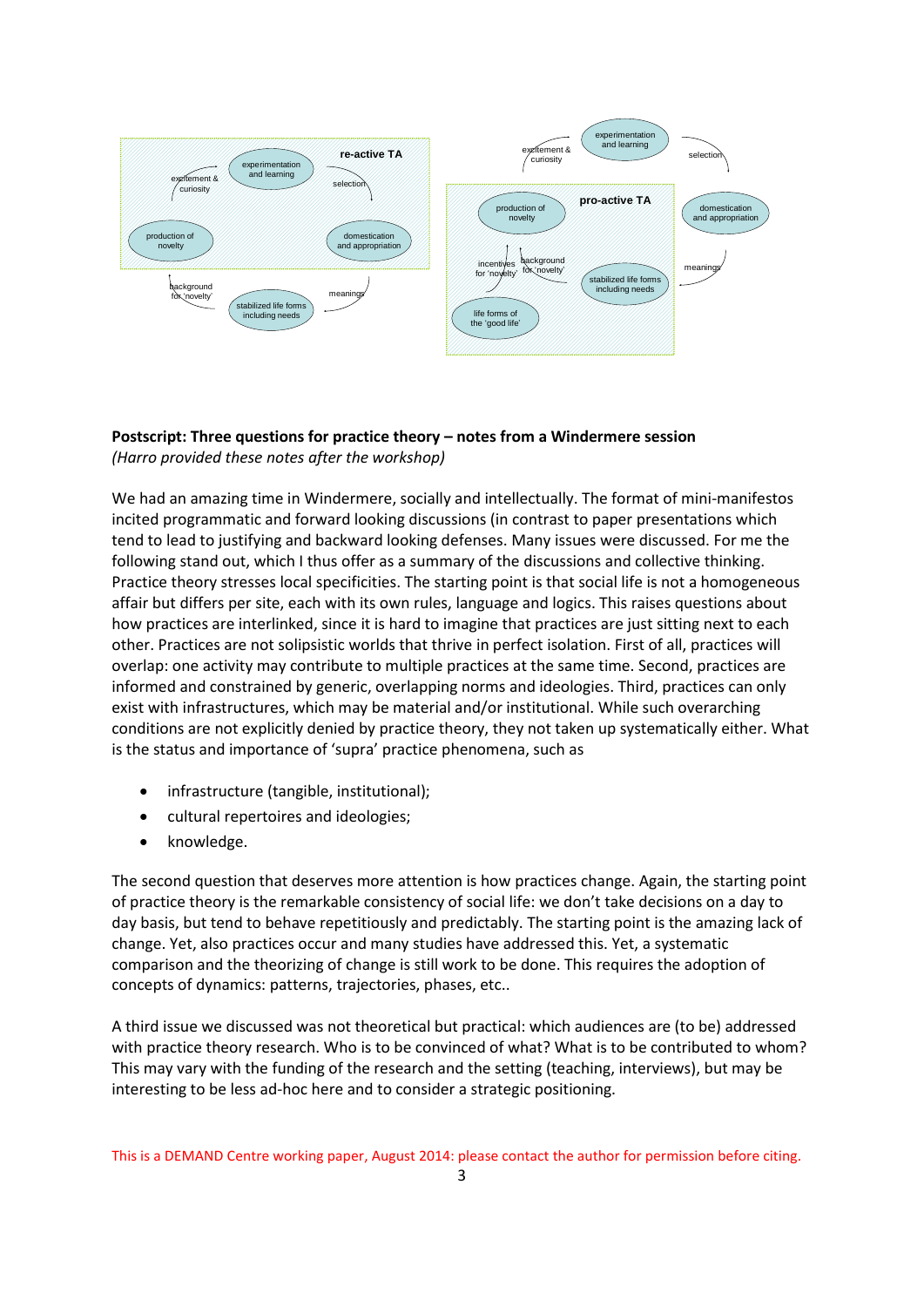re-active TA

experimentation and learning

excitement & curiosity

selection

production of novelty

domestication and appropriation

background for 'novelty'

meanings

stabilized life forms including needs

experimentation and learning

excitement & curiosity

selection

pro-active TA

production of novelty

domestication and appropriation

incentives for 'novelty'

background for 'novelty'

meanings

stabilized life forms including needs

life forms of the 'good life'

**Postscript: Three questions for practice theory – notes from a Windermere session**
*(Harro provided these notes after the workshop)*

We had an amazing time in Windermere, socially and intellectually. The format of mini-manifestos incited programmatic and forward looking discussions (in contrast to paper presentations which tend to lead to justifying and backward looking defenses. Many issues were discussed. For me the following stand out, which I thus offer as a summary of the discussions and collective thinking. Practice theory stresses local specificities. The starting point is that social life is not a homogeneous affair but differs per site, each with its own rules, language and logics. This raises questions about how practices are interlinked, since it is hard to imagine that practices are just sitting next to each other. Practices are not solipsistic worlds that thrive in perfect isolation. First of all, practices will overlap: one activity may contribute to multiple practices at the same time. Second, practices are informed and constrained by generic, overlapping norms and ideologies. Third, practices can only exist with infrastructures, which may be material and/or institutional. While such overarching conditions are not explicitly denied by practice theory, they not taken up systematically either. What is the status and importance of 'supra' practice phenomena, such as

- infrastructure (tangible, institutional);
- cultural repertoires and ideologies;
- knowledge.

The second question that deserves more attention is how practices change. Again, the starting point of practice theory is the remarkable consistency of social life: we don't take decisions on a day to day basis, but tend to behave repetitiously and predictably. The starting point is the amazing lack of change. Yet, also practices occur and many studies have addressed this. Yet, a systematic comparison and the theorizing of change is still work to be done. This requires the adoption of concepts of dynamics: patterns, trajectories, phases, etc..

A third issue we discussed was not theoretical but practical: which audiences are (to be) addressed with practice theory research. Who is to be convinced of what? What is to be contributed to whom? This may vary with the funding of the research and the setting (teaching, interviews), but may be interesting to be less ad-hoc here and to consider a strategic positioning.

This is a DEMAND Centre working paper, August 2014: please contact the author for permission before citing.